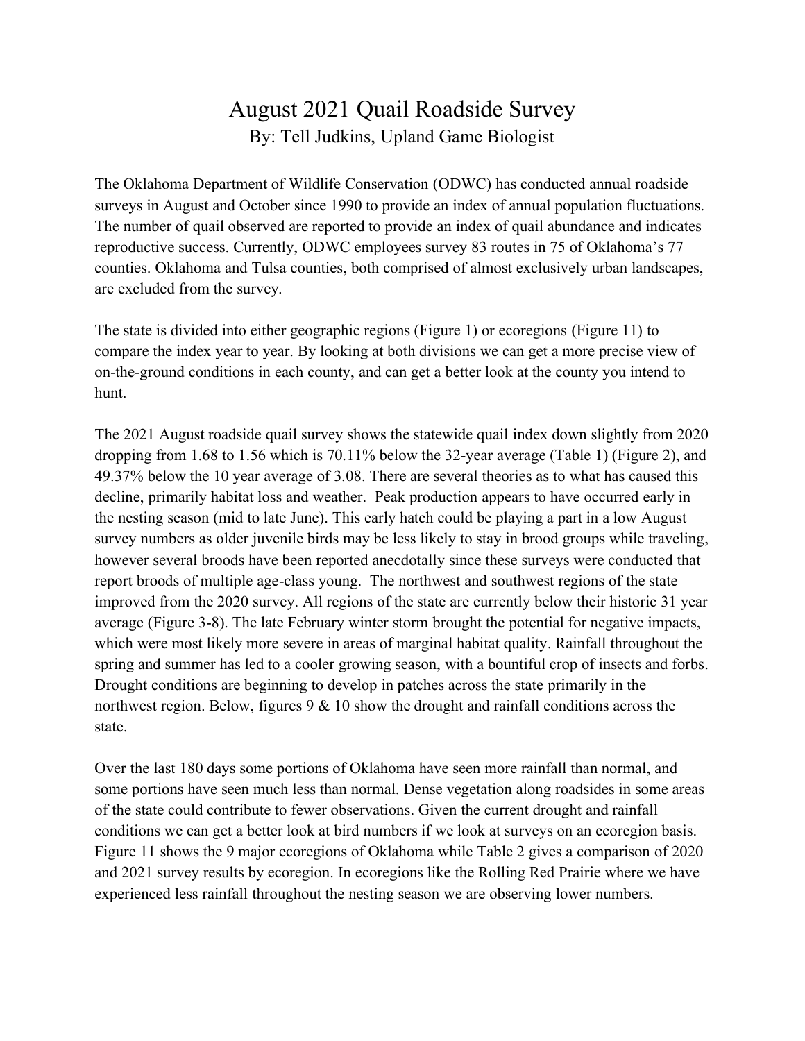# August 2021 Quail Roadside Survey

By: Tell Judkins, Upland Game Biologist

The Oklahoma Department of Wildlife Conservation (ODWC) has conducted annual roadside surveys in August and October since 1990 to provide an index of annual population fluctuations. The number of quail observed are reported to provide an index of quail abundance and indicates reproductive success. Currently, ODWC employees survey 83 routes in 75 of Oklahoma's 77 counties. Oklahoma and Tulsa counties, both comprised of almost exclusively urban landscapes, are excluded from the survey.

The state is divided into either geographic regions (Figure 1) or ecoregions (Figure 11) to compare the index year to year. By looking at both divisions we can get a more precise view of on-the-ground conditions in each county, and can get a better look at the county you intend to hunt.

The 2021 August roadside quail survey shows the statewide quail index down slightly from 2020 dropping from 1.68 to 1.56 which is 70.11% below the 32-year average (Table 1) (Figure 2), and 49.37% below the 10 year average of 3.08. There are several theories as to what has caused this decline, primarily habitat loss and weather. Peak production appears to have occurred early in the nesting season (mid to late June). This early hatch could be playing a part in a low August survey numbers as older juvenile birds may be less likely to stay in brood groups while traveling, however several broods have been reported anecdotally since these surveys were conducted that report broods of multiple age-class young. The northwest and southwest regions of the state improved from the 2020 survey. All regions of the state are currently below their historic 31 year average (Figure 3-8). The late February winter storm brought the potential for negative impacts, which were most likely more severe in areas of marginal habitat quality. Rainfall throughout the spring and summer has led to a cooler growing season, with a bountiful crop of insects and forbs. Drought conditions are beginning to develop in patches across the state primarily in the northwest region. Below, figures 9 & 10 show the drought and rainfall conditions across the state.

Over the last 180 days some portions of Oklahoma have seen more rainfall than normal, and some portions have seen much less than normal. Dense vegetation along roadsides in some areas of the state could contribute to fewer observations. Given the current drought and rainfall conditions we can get a better look at bird numbers if we look at surveys on an ecoregion basis. Figure 11 shows the 9 major ecoregions of Oklahoma while Table 2 gives a comparison of 2020 and 2021 survey results by ecoregion. In ecoregions like the Rolling Red Prairie where we have experienced less rainfall throughout the nesting season we are observing lower numbers.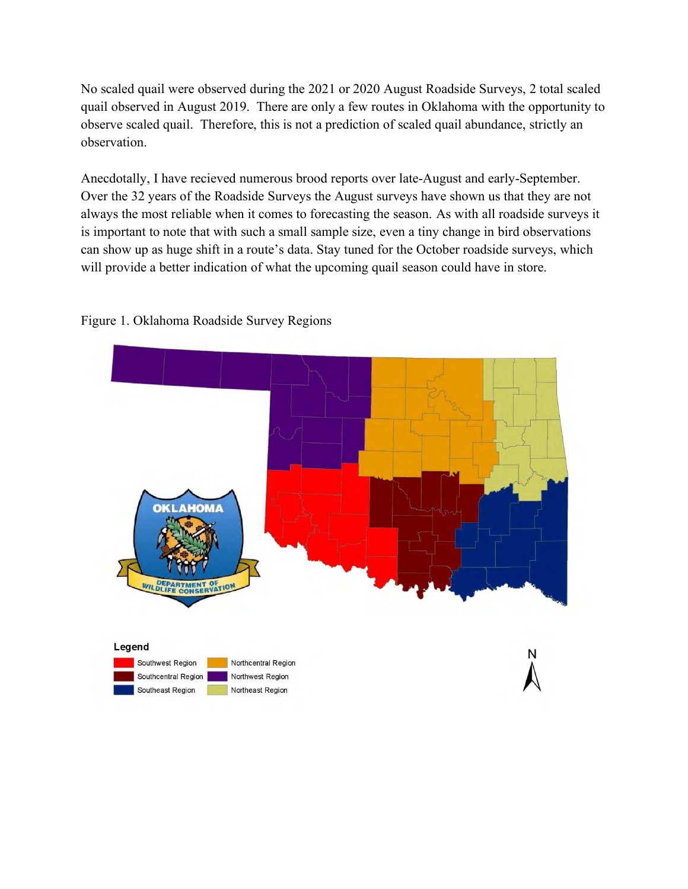No scaled quail were observed during the 2021 or 2020 August Roadside Surveys, 2 total scaled quail observed in August 2019. There are only a few routes in Oklahoma with the opportunity to observe scaled quail. Therefore, this is not a prediction of scaled quail abundance, strictly an observation.

Anecdotally, I have recieved numerous brood reports over late-August and early-September. Over the 32 years of the Roadside Surveys the August surveys have shown us that they are not always the most reliable when it comes to forecasting the season. As with all roadside surveys it is important to note that with such a small sample size, even a tiny change in bird observations can show up as huge shift in a route's data. Stay tuned for the October roadside surveys, which will provide a better indication of what the upcoming quail season could have in store.

Figure 1. Oklahoma Roadside Survey Regions

Legend

- Southwest Region
- Southcentral Region
- Southeast Region
- Northcentral Region
- Northwest Region
- Northeast Region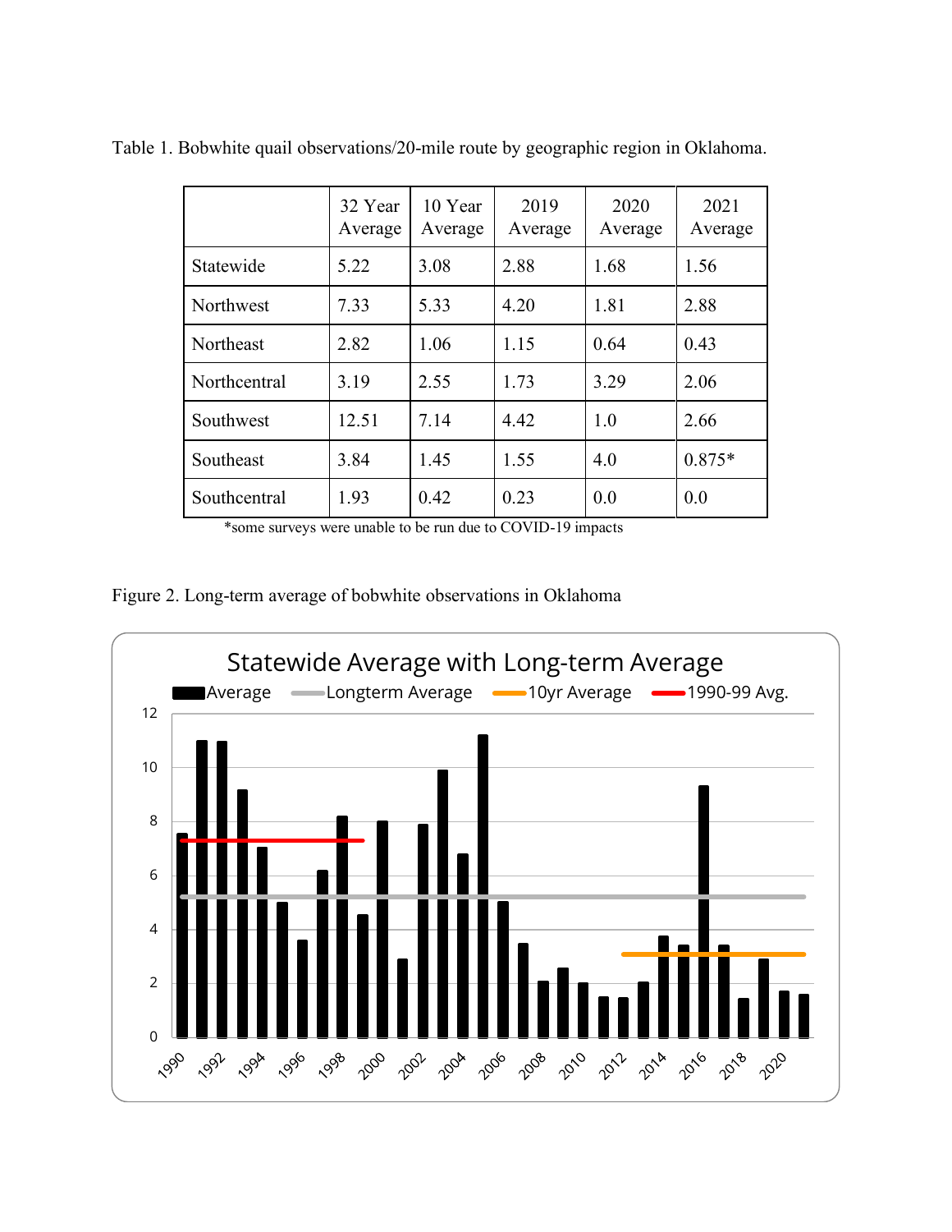Table 1. Bobwhite quail observations/20-mile route by geographic region in Oklahoma.

| | 32 Year Average | 10 Year Average | 2019 Average | 2020 Average | 2021 Average |
|---|---|---|---|---|---|
| Statewide | 5.22 | 3.08 | 2.88 | 1.68 | 1.56 |
| Northwest | 7.33 | 5.33 | 4.20 | 1.81 | 2.88 |
| Northeast | 2.82 | 1.06 | 1.15 | 0.64 | 0.43 |
| Northcentral | 3.19 | 2.55 | 1.73 | 3.29 | 2.06 |
| Southwest | 12.51 | 7.14 | 4.42 | 1.0 | 2.66 |
| Southeast | 3.84 | 1.45 | 1.55 | 4.0 | 0.875* |
| Southcentral | 1.93 | 0.42 | 0.23 | 0.0 | 0.0 |

*some surveys were unable to be run due to COVID-19 impacts

Figure 2. Long-term average of bobwhite observations in Oklahoma

Statewide Average with Long-term Average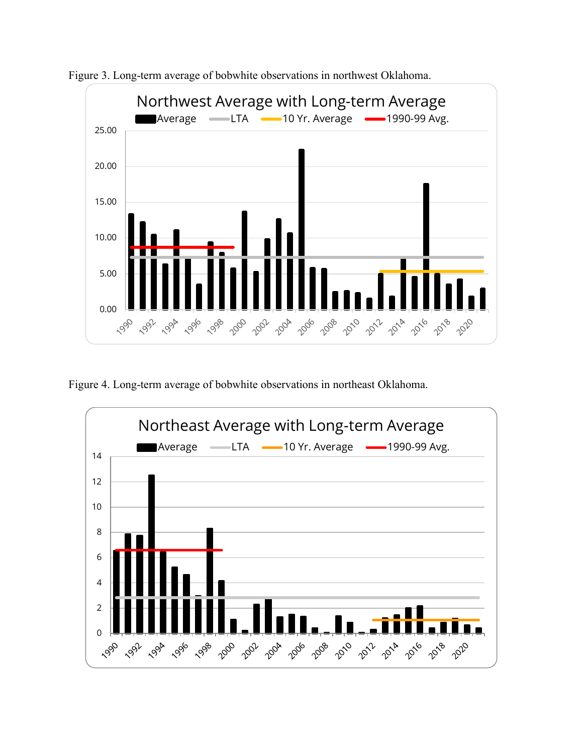Figure 3. Long-term average of bobwhite observations in northwest Oklahoma.

Figure 4. Long-term average of bobwhite observations in northeast Oklahoma.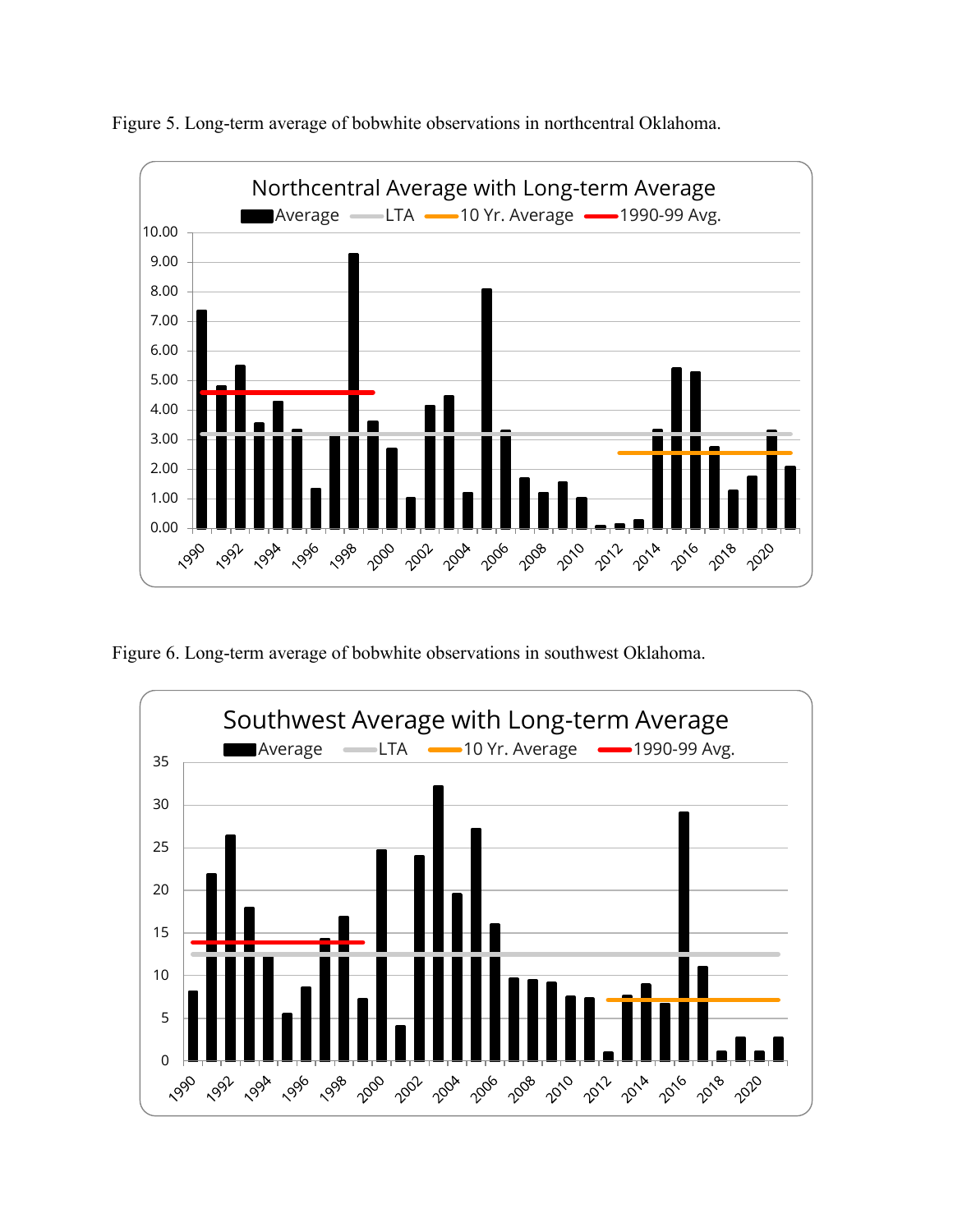Figure 5. Long-term average of bobwhite observations in northcentral Oklahoma.

Figure 6. Long-term average of bobwhite observations in southwest Oklahoma.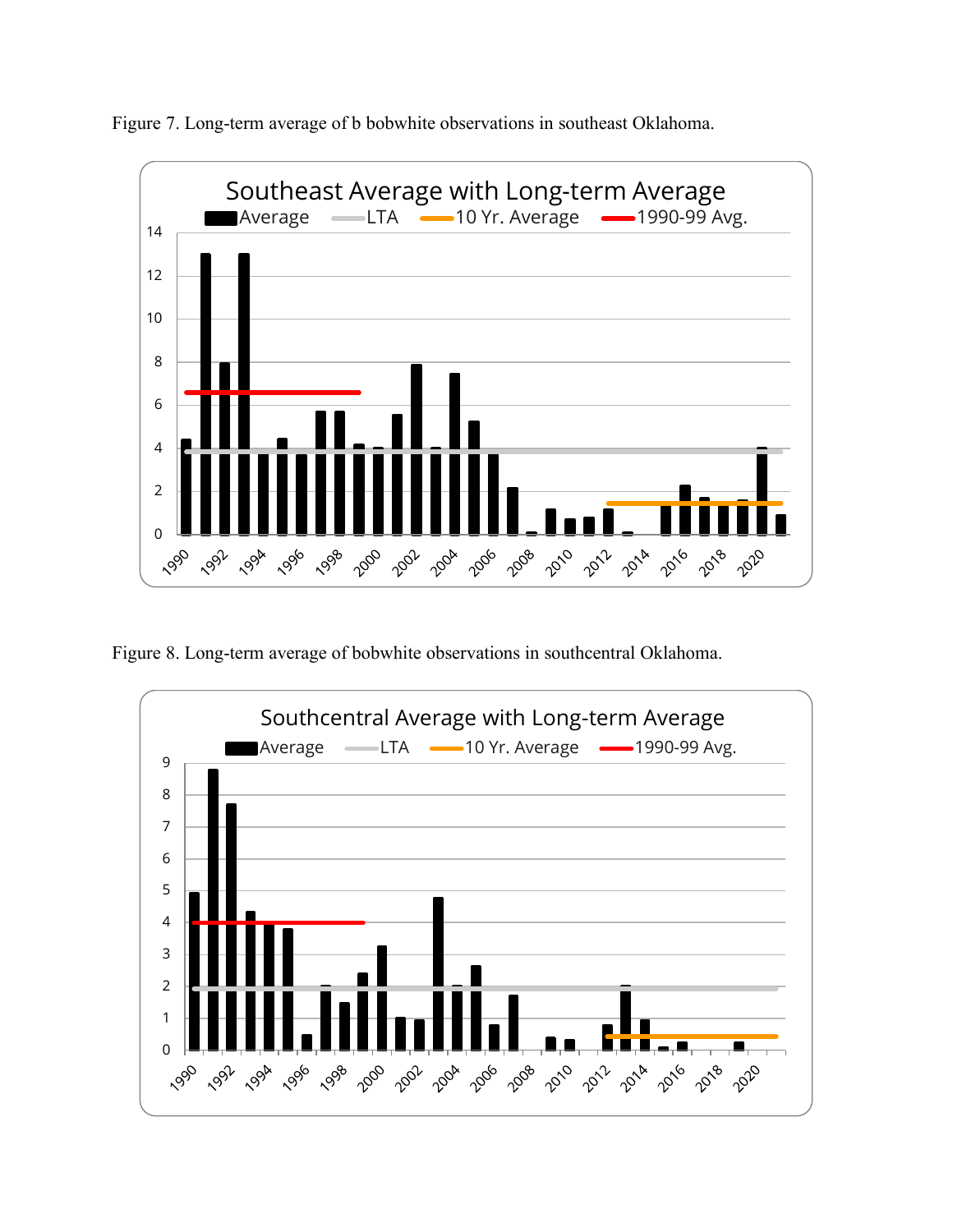Figure 7. Long-term average of b bobwhite observations in southeast Oklahoma.

Figure 8. Long-term average of bobwhite observations in southcentral Oklahoma.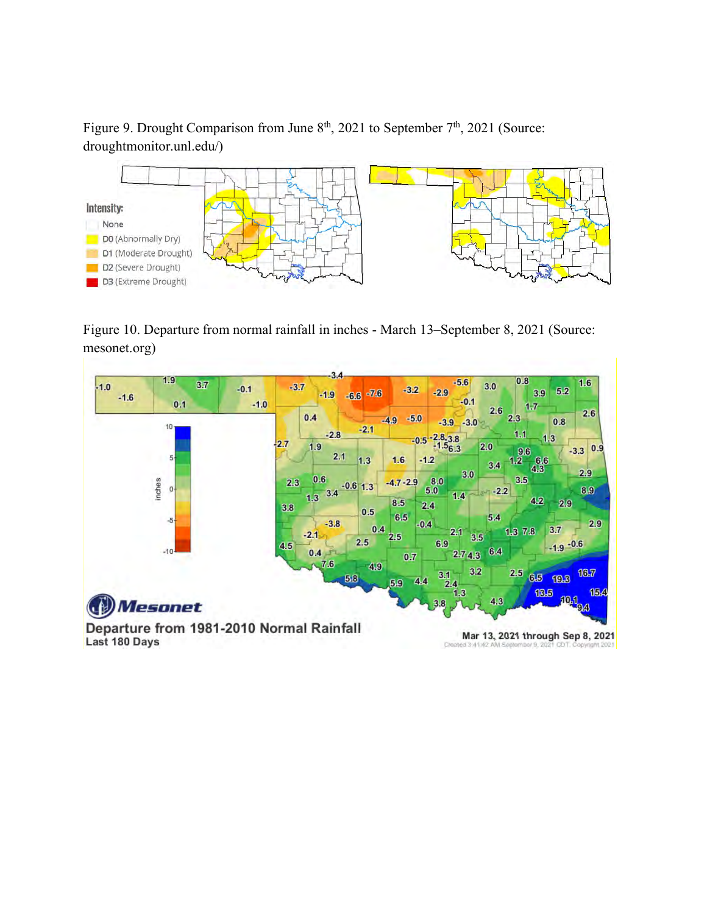Figure 9. Drought Comparison from June 8th, 2021 to September 7th, 2021 (Source: droughtmonitor.unl.edu/)

Figure 10. Departure from normal rainfall in inches - March 13–September 8, 2021 (Source: mesonet.org)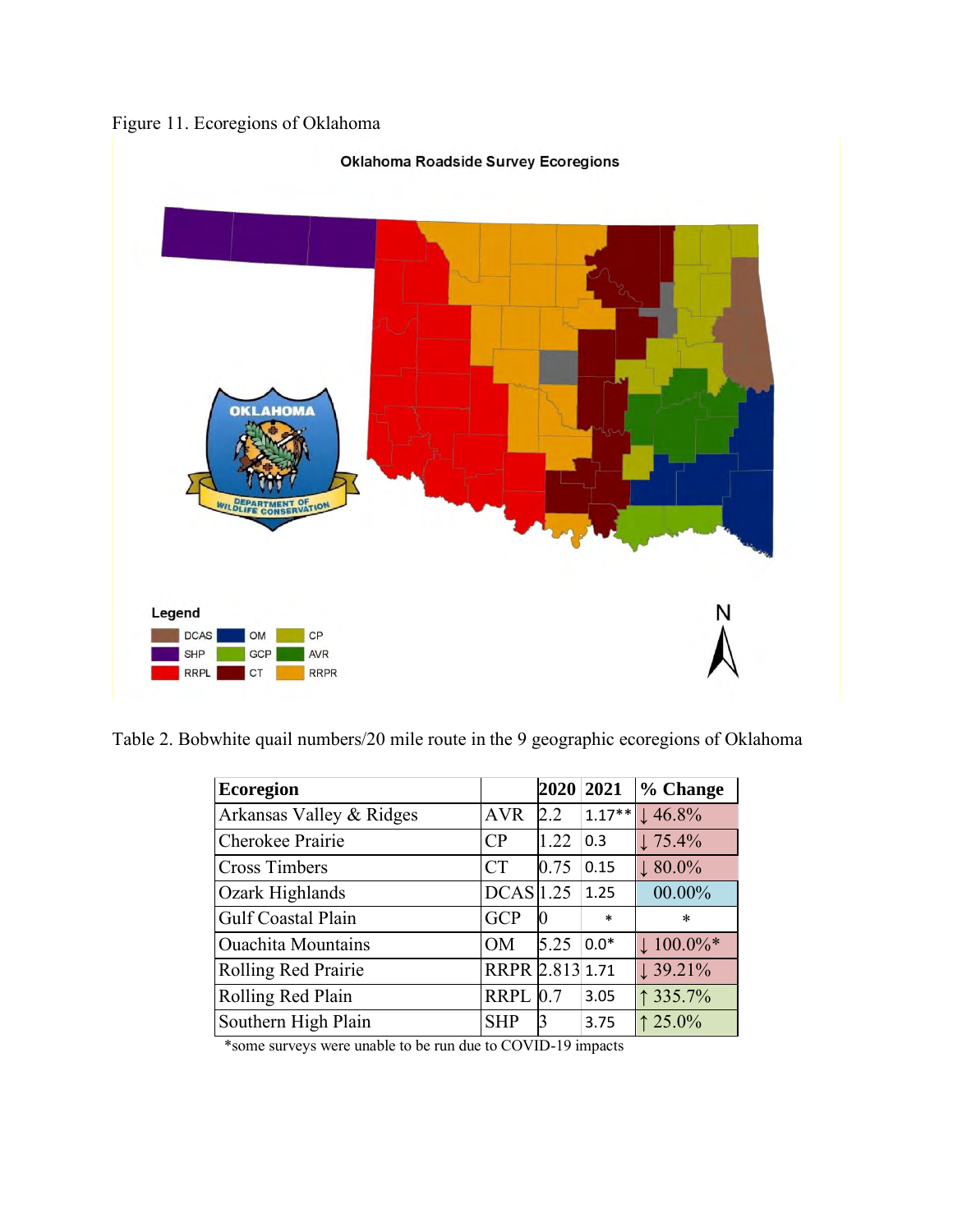Figure 11. Ecoregions of Oklahoma

Oklahoma Roadside Survey Ecoregions

Legend

DCAS OM CP
SHP GCP AVR
RRPL CT RRPR

N

Table 2. Bobwhite quail numbers/20 mile route in the 9 geographic ecoregions of Oklahoma

| Ecoregion | | 2020 | 2021 | % Change |
|---|---|---|---|---|
| Arkansas Valley & Ridges | AVR | 2.2 | 1.17** | ↓ 46.8% |
| Cherokee Prairie | CP | 1.22 | 0.3 | ↓ 75.4% |
| Cross Timbers | CT | 0.75 | 0.15 | ↓ 80.0% |
| Ozark Highlands | DCAS | 1.25 | 1.25 | 00.00% |
| Gulf Coastal Plain | GCP | 0 | * | * |
| Ouachita Mountains | OM | 5.25 | 0.0* | ↓ 100.0%* |
| Rolling Red Prairie | RRPR | 2.813 | 1.71 | ↓ 39.21% |
| Rolling Red Plain | RRPL | 0.7 | 3.05 | ↑ 335.7% |
| Southern High Plain | SHP | 3 | 3.75 | ↑ 25.0% |

*some surveys were unable to be run due to COVID-19 impacts